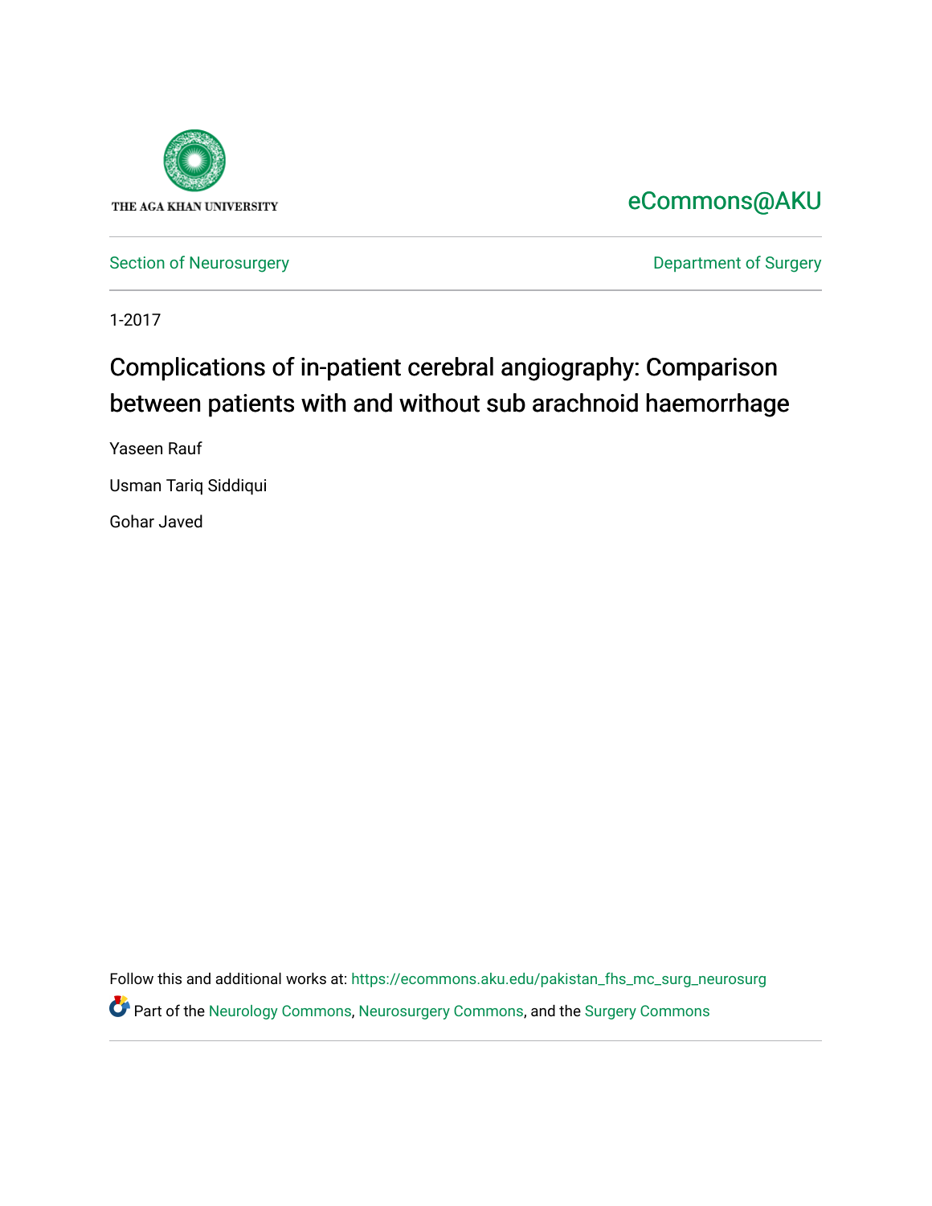THE AGA KHAN UNIVERSITY

eCommons@AKU

Section of Neurosurgery

Department of Surgery

1-2017

# Complications of in-patient cerebral angiography: Comparison between patients with and without sub arachnoid haemorrhage

Yaseen Rauf

Usman Tariq Siddiqui

Gohar Javed

Follow this and additional works at: https://ecommons.aku.edu/pakistan_fhs_mc_surg_neurosurg

Part of the Neurology Commons, Neurosurgery Commons, and the Surgery Commons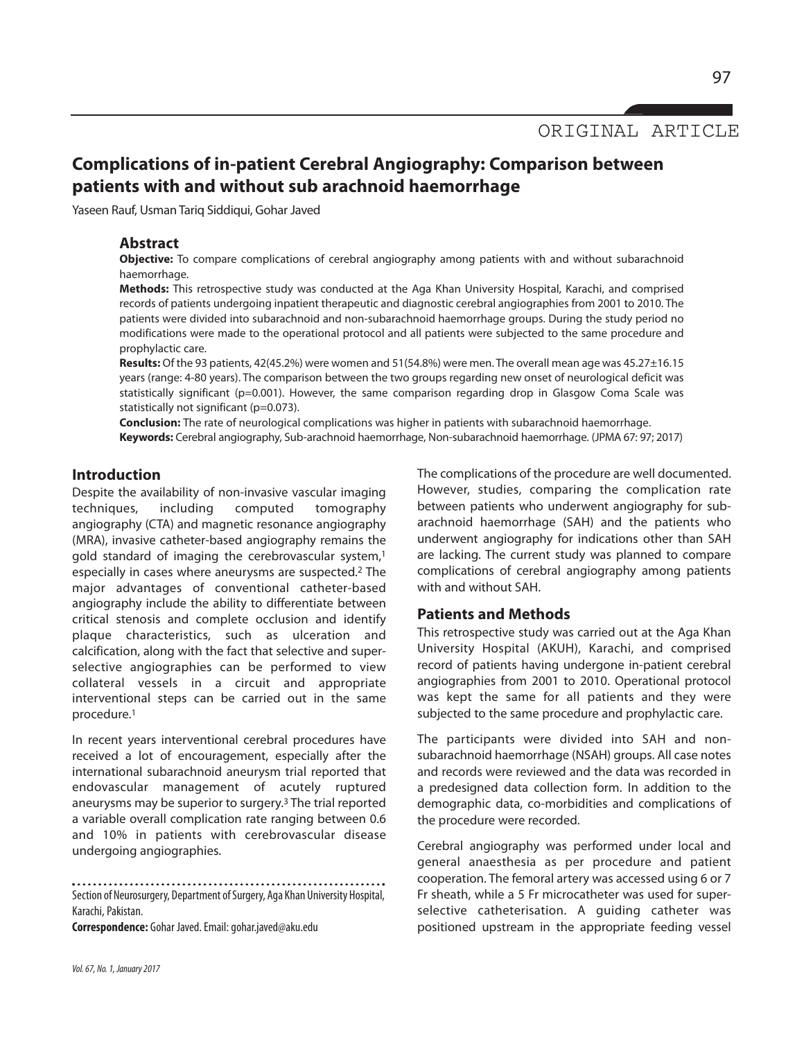ORIGINAL ARTICLE

# Complications of in-patient Cerebral Angiography: Comparison between patients with and without sub arachnoid haemorrhage

Yaseen Rauf, Usman Tariq Siddiqui, Gohar Javed

## Abstract

**Objective:** To compare complications of cerebral angiography among patients with and without subarachnoid haemorrhage.

**Methods:** This retrospective study was conducted at the Aga Khan University Hospital, Karachi, and comprised records of patients undergoing inpatient therapeutic and diagnostic cerebral angiographies from 2001 to 2010. The patients were divided into subarachnoid and non-subarachnoid haemorrhage groups. During the study period no modifications were made to the operational protocol and all patients were subjected to the same procedure and prophylactic care.

**Results:** Of the 93 patients, 42(45.2%) were women and 51(54.8%) were men. The overall mean age was 45.27±16.15 years (range: 4-80 years). The comparison between the two groups regarding new onset of neurological deficit was statistically significant (p=0.001). However, the same comparison regarding drop in Glasgow Coma Scale was statistically not significant (p=0.073).

**Conclusion:** The rate of neurological complications was higher in patients with subarachnoid haemorrhage.

**Keywords:** Cerebral angiography, Sub-arachnoid haemorrhage, Non-subarachnoid haemorrhage. (JPMA 67: 97; 2017)

## Introduction

Despite the availability of non-invasive vascular imaging techniques, including computed tomography angiography (CTA) and magnetic resonance angiography (MRA), invasive catheter-based angiography remains the gold standard of imaging the cerebrovascular system,[1] especially in cases where aneurysms are suspected.[2] The major advantages of conventional catheter-based angiography include the ability to differentiate between critical stenosis and complete occlusion and identify plaque characteristics, such as ulceration and calcification, along with the fact that selective and super-selective angiographies can be performed to view collateral vessels in a circuit and appropriate interventional steps can be carried out in the same procedure.[1]

In recent years interventional cerebral procedures have received a lot of encouragement, especially after the international subarachnoid aneurysm trial reported that endovascular management of acutely ruptured aneurysms may be superior to surgery.[3] The trial reported a variable overall complication rate ranging between 0.6 and 10% in patients with cerebrovascular disease undergoing angiographies.

Section of Neurosurgery, Department of Surgery, Aga Khan University Hospital, Karachi, Pakistan.

**Correspondence:** Gohar Javed. Email: gohar.javed@aku.edu

The complications of the procedure are well documented. However, studies, comparing the complication rate between patients who underwent angiography for sub-arachnoid haemorrhage (SAH) and the patients who underwent angiography for indications other than SAH are lacking. The current study was planned to compare complications of cerebral angiography among patients with and without SAH.

## Patients and Methods

This retrospective study was carried out at the Aga Khan University Hospital (AKUH), Karachi, and comprised record of patients having undergone in-patient cerebral angiographies from 2001 to 2010. Operational protocol was kept the same for all patients and they were subjected to the same procedure and prophylactic care.

The participants were divided into SAH and non-subarachnoid haemorrhage (NSAH) groups. All case notes and records were reviewed and the data was recorded in a predesigned data collection form. In addition to the demographic data, co-morbidities and complications of the procedure were recorded.

Cerebral angiography was performed under local and general anaesthesia as per procedure and patient cooperation. The femoral artery was accessed using 6 or 7 Fr sheath, while a 5 Fr microcatheter was used for super-selective catheterisation. A guiding catheter was positioned upstream in the appropriate feeding vessel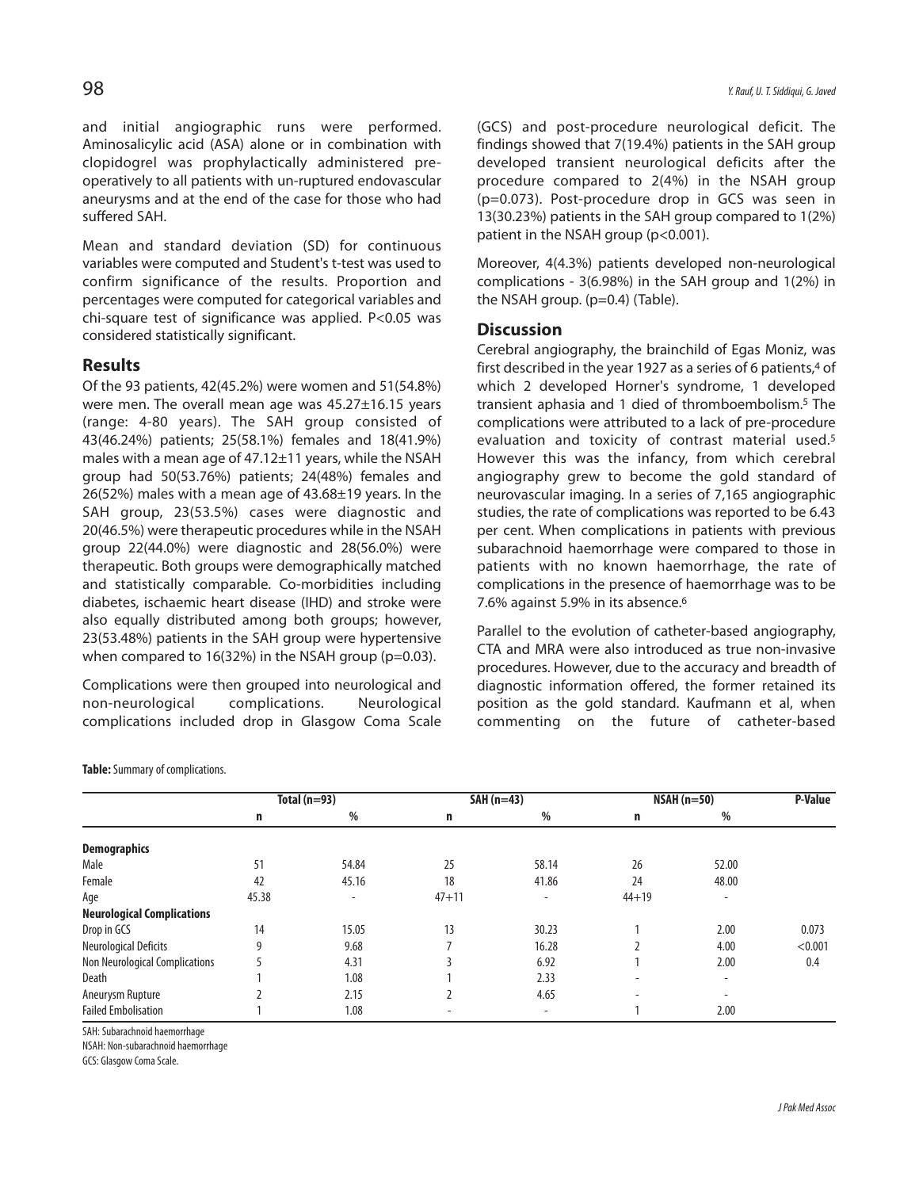and initial angiographic runs were performed. Aminosalicylic acid (ASA) alone or in combination with clopidogrel was prophylactically administered pre-operatively to all patients with un-ruptured endovascular aneurysms and at the end of the case for those who had suffered SAH.

Mean and standard deviation (SD) for continuous variables were computed and Student's t-test was used to confirm significance of the results. Proportion and percentages were computed for categorical variables and chi-square test of significance was applied. $P<0.05$ was considered statistically significant.

## Results

Of the 93 patients, 42(45.2%) were women and 51(54.8%) were men. The overall mean age was 45.27±16.15 years (range: 4-80 years). The SAH group consisted of 43(46.24%) patients; 25(58.1%) females and 18(41.9%) males with a mean age of 47.12±11 years, while the NSAH group had 50(53.76%) patients; 24(48%) females and 26(52%) males with a mean age of 43.68±19 years. In the SAH group, 23(53.5%) cases were diagnostic and 20(46.5%) were therapeutic procedures while in the NSAH group 22(44.0%) were diagnostic and 28(56.0%) were therapeutic. Both groups were demographically matched and statistically comparable. Co-morbidities including diabetes, ischaemic heart disease (IHD) and stroke were also equally distributed among both groups; however, 23(53.48%) patients in the SAH group were hypertensive when compared to 16(32%) in the NSAH group (p=0.03).

Complications were then grouped into neurological and non-neurological complications. Neurological complications included drop in Glasgow Coma Scale (GCS) and post-procedure neurological deficit. The findings showed that 7(19.4%) patients in the SAH group developed transient neurological deficits after the procedure compared to 2(4%) in the NSAH group (p=0.073). Post-procedure drop in GCS was seen in 13(30.23%) patients in the SAH group compared to 1(2%) patient in the NSAH group (p<0.001).

Moreover, 4(4.3%) patients developed non-neurological complications - 3(6.98%) in the SAH group and 1(2%) in the NSAH group. (p=0.4) (Table).

## Discussion

Cerebral angiography, the brainchild of Egas Moniz, was first described in the year 1927 as a series of 6 patients,[4] of which 2 developed Horner's syndrome, 1 developed transient aphasia and 1 died of thromboembolism.[5] The complications were attributed to a lack of pre-procedure evaluation and toxicity of contrast material used.[5] However this was the infancy, from which cerebral angiography grew to become the gold standard of neurovascular imaging. In a series of 7,165 angiographic studies, the rate of complications was reported to be 6.43 per cent. When complications in patients with previous subarachnoid haemorrhage were compared to those in patients with no known haemorrhage, the rate of complications in the presence of haemorrhage was to be 7.6% against 5.9% in its absence.[6]

Parallel to the evolution of catheter-based angiography, CTA and MRA were also introduced as true non-invasive procedures. However, due to the accuracy and breadth of diagnostic information offered, the former retained its position as the gold standard. Kaufmann et al, when commenting on the future of catheter-based

**Table:** Summary of complications.

| | Total (n=93) | | SAH (n=43) | | NSAH (n=50) | | P-Value |
|---|---|---|---|---|---|---|---|
| | n | % | n | % | n | % | |
| **Demographics** | | | | | | | |
| Male | 51 | 54.84 | 25 | 58.14 | 26 | 52.00 | |
| Female | 42 | 45.16 | 18 | 41.86 | 24 | 48.00 | |
| Age | 45.38 | - | 47+11 | - | 44+19 | - | |
| **Neurological Complications** | | | | | | | |
| Drop in GCS | 14 | 15.05 | 13 | 30.23 | 1 | 2.00 | 0.073 |
| Neurological Deficits | 9 | 9.68 | 7 | 16.28 | 2 | 4.00 | <0.001 |
| Non Neurological Complications | 5 | 4.31 | 3 | 6.92 | 1 | 2.00 | 0.4 |
| Death | 1 | 1.08 | 1 | 2.33 | - | - | |
| Aneurysm Rupture | 2 | 2.15 | 2 | 4.65 | - | - | |
| Failed Embolisation | 1 | 1.08 | - | - | 1 | 2.00 | |

SAH: Subarachnoid haemorrhage
NSAH: Non-subarachnoid haemorrhage
GCS: Glasgow Coma Scale.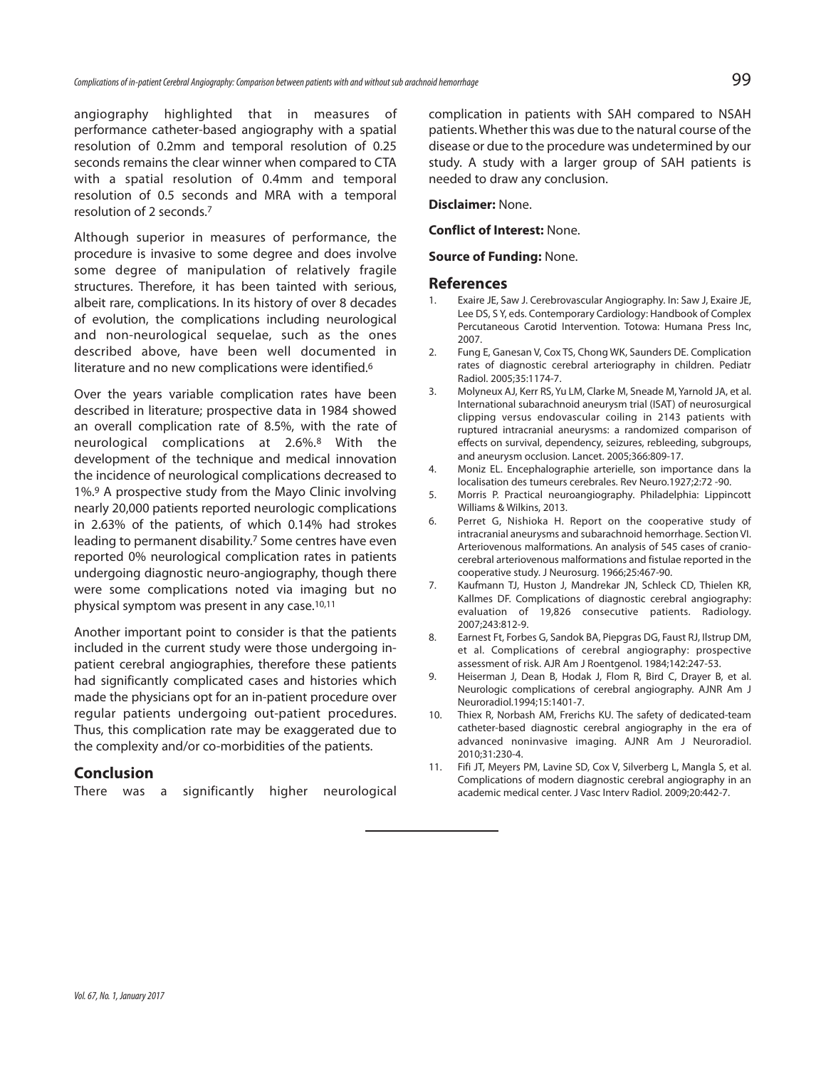angiography highlighted that in measures of performance catheter-based angiography with a spatial resolution of 0.2mm and temporal resolution of 0.25 seconds remains the clear winner when compared to CTA with a spatial resolution of 0.4mm and temporal resolution of 0.5 seconds and MRA with a temporal resolution of 2 seconds.[7]

Although superior in measures of performance, the procedure is invasive to some degree and does involve some degree of manipulation of relatively fragile structures. Therefore, it has been tainted with serious, albeit rare, complications. In its history of over 8 decades of evolution, the complications including neurological and non-neurological sequelae, such as the ones described above, have been well documented in literature and no new complications were identified.[6]

Over the years variable complication rates have been described in literature; prospective data in 1984 showed an overall complication rate of 8.5%, with the rate of neurological complications at 2.6%.[8] With the development of the technique and medical innovation the incidence of neurological complications decreased to 1%.[9] A prospective study from the Mayo Clinic involving nearly 20,000 patients reported neurologic complications in 2.63% of the patients, of which 0.14% had strokes leading to permanent disability.[7] Some centres have even reported 0% neurological complication rates in patients undergoing diagnostic neuro-angiography, though there were some complications noted via imaging but no physical symptom was present in any case.[10,11]

Another important point to consider is that the patients included in the current study were those undergoing in-patient cerebral angiographies, therefore these patients had significantly complicated cases and histories which made the physicians opt for an in-patient procedure over regular patients undergoing out-patient procedures. Thus, this complication rate may be exaggerated due to the complexity and/or co-morbidities of the patients.

## Conclusion

There was a significantly higher neurological complication in patients with SAH compared to NSAH patients. Whether this was due to the natural course of the disease or due to the procedure was undetermined by our study. A study with a larger group of SAH patients is needed to draw any conclusion.

**Disclaimer:** None.

**Conflict of Interest:** None.

**Source of Funding:** None.

## References

1. Exaire JE, Saw J. Cerebrovascular Angiography. In: Saw J, Exaire JE, Lee DS, S Y, eds. Contemporary Cardiology: Handbook of Complex Percutaneous Carotid Intervention. Totowa: Humana Press Inc, 2007.
2. Fung E, Ganesan V, Cox TS, Chong WK, Saunders DE. Complication rates of diagnostic cerebral arteriography in children. Pediatr Radiol. 2005;35:1174-7.
3. Molyneux AJ, Kerr RS, Yu LM, Clarke M, Sneade M, Yarnold JA, et al. International subarachnoid aneurysm trial (ISAT) of neurosurgical clipping versus endovascular coiling in 2143 patients with ruptured intracranial aneurysms: a randomized comparison of effects on survival, dependency, seizures, rebleeding, subgroups, and aneurysm occlusion. Lancet. 2005;366:809-17.
4. Moniz EL. Encephalographie arterielle, son importance dans la localisation des tumeurs cerebrales. Rev Neuro.1927;2:72 -90.
5. Morris P. Practical neuroangiography. Philadelphia: Lippincott Williams & Wilkins, 2013.
6. Perret G, Nishioka H. Report on the cooperative study of intracranial aneurysms and subarachnoid hemorrhage. Section VI. Arteriovenous malformations. An analysis of 545 cases of cranio-cerebral arteriovenous malformations and fistulae reported in the cooperative study. J Neurosurg. 1966;25:467-90.
7. Kaufmann TJ, Huston J, Mandrekar JN, Schleck CD, Thielen KR, Kallmes DF. Complications of diagnostic cerebral angiography: evaluation of 19,826 consecutive patients. Radiology. 2007;243:812-9.
8. Earnest Ft, Forbes G, Sandok BA, Piepgras DG, Faust RJ, Ilstrup DM, et al. Complications of cerebral angiography: prospective assessment of risk. AJR Am J Roentgenol. 1984;142:247-53.
9. Heiserman J, Dean B, Hodak J, Flom R, Bird C, Drayer B, et al. Neurologic complications of cerebral angiography. AJNR Am J Neuroradiol.1994;15:1401-7.
10. Thiex R, Norbash AM, Frerichs KU. The safety of dedicated-team catheter-based diagnostic cerebral angiography in the era of advanced noninvasive imaging. AJNR Am J Neuroradiol. 2010;31:230-4.
11. Fifi JT, Meyers PM, Lavine SD, Cox V, Silverberg L, Mangla S, et al. Complications of modern diagnostic cerebral angiography in an academic medical center. J Vasc Interv Radiol. 2009;20:442-7.